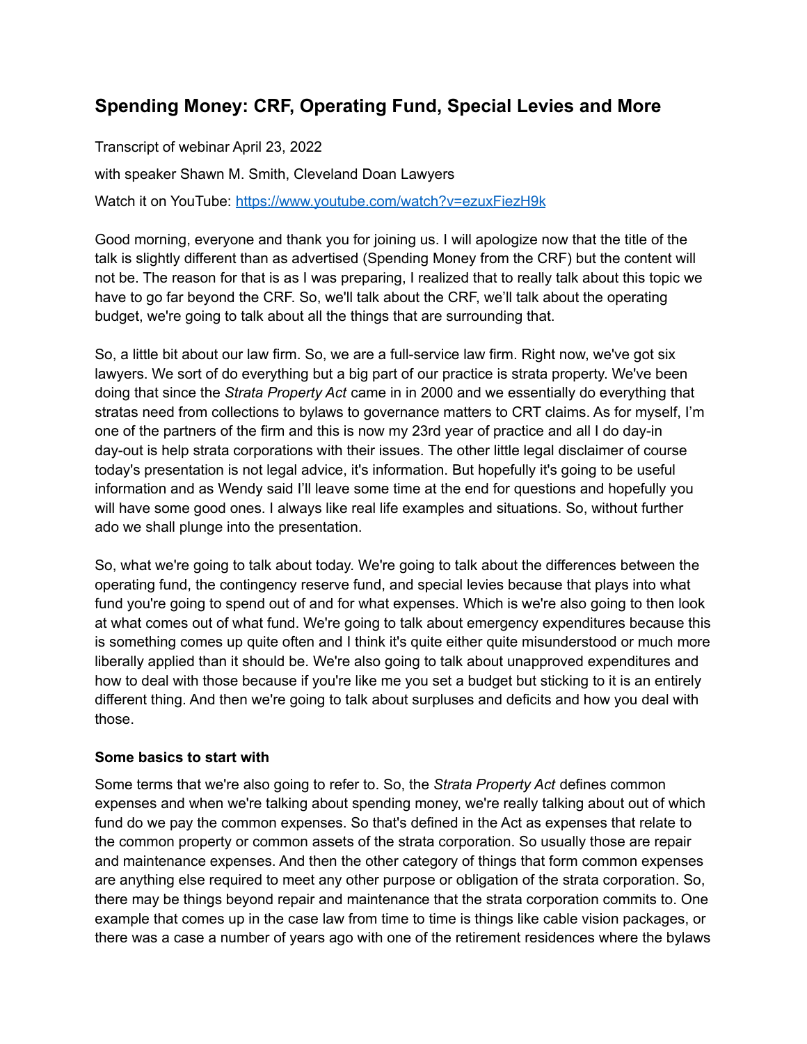# Spending Money: CRF, Operating Fund, Special Levies and More

Transcript of webinar April 23, 2022

with speaker Shawn M. Smith, Cleveland Doan Lawyers

Watch it on YouTube: [https://www.youtube.com/watch?v=ezuxFiezH9k](https://www.youtube.com/watch?v=ezuxFiezH9k)

Good morning, everyone and thank you for joining us. I will apologize now that the title of the talk is slightly different than as advertised (Spending Money from the CRF) but the content will not be. The reason for that is as I was preparing, I realized that to really talk about this topic we have to go far beyond the CRF. So, we'll talk about the CRF, we'll talk about the operating budget, we're going to talk about all the things that are surrounding that.

So, a little bit about our law firm. So, we are a full-service law firm. Right now, we've got six lawyers. We sort of do everything but a big part of our practice is strata property. We've been doing that since the *Strata Property Act* came in in 2000 and we essentially do everything that stratas need from collections to bylaws to governance matters to CRT claims. As for myself, I'm one of the partners of the firm and this is now my 23rd year of practice and all I do day-in day-out is help strata corporations with their issues. The other little legal disclaimer of course today's presentation is not legal advice, it's information. But hopefully it's going to be useful information and as Wendy said I'll leave some time at the end for questions and hopefully you will have some good ones. I always like real life examples and situations. So, without further ado we shall plunge into the presentation.

So, what we're going to talk about today. We're going to talk about the differences between the operating fund, the contingency reserve fund, and special levies because that plays into what fund you're going to spend out of and for what expenses. Which is we're also going to then look at what comes out of what fund. We're going to talk about emergency expenditures because this is something comes up quite often and I think it's quite either quite misunderstood or much more liberally applied than it should be. We're also going to talk about unapproved expenditures and how to deal with those because if you're like me you set a budget but sticking to it is an entirely different thing. And then we're going to talk about surpluses and deficits and how you deal with those.

**Some basics to start with**

Some terms that we're also going to refer to. So, the *Strata Property Act* defines common expenses and when we're talking about spending money, we're really talking about out of which fund do we pay the common expenses. So that's defined in the Act as expenses that relate to the common property or common assets of the strata corporation. So usually those are repair and maintenance expenses. And then the other category of things that form common expenses are anything else required to meet any other purpose or obligation of the strata corporation. So, there may be things beyond repair and maintenance that the strata corporation commits to. One example that comes up in the case law from time to time is things like cable vision packages, or there was a case a number of years ago with one of the retirement residences where the bylaws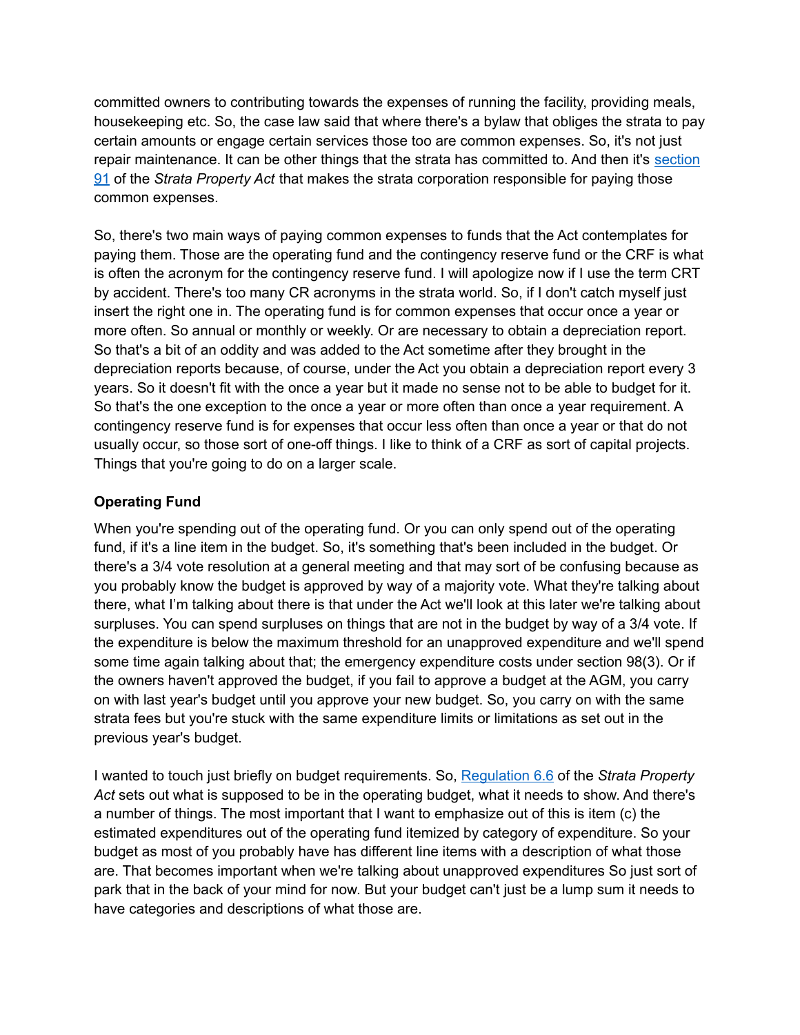committed owners to contributing towards the expenses of running the facility, providing meals, housekeeping etc. So, the case law said that where there's a bylaw that obliges the strata to pay certain amounts or engage certain services those too are common expenses. So, it's not just repair maintenance. It can be other things that the strata has committed to. And then it's section 91 of the *Strata Property Act* that makes the strata corporation responsible for paying those common expenses.

So, there's two main ways of paying common expenses to funds that the Act contemplates for paying them. Those are the operating fund and the contingency reserve fund or the CRF is what is often the acronym for the contingency reserve fund. I will apologize now if I use the term CRT by accident. There's too many CR acronyms in the strata world. So, if I don't catch myself just insert the right one in. The operating fund is for common expenses that occur once a year or more often. So annual or monthly or weekly. Or are necessary to obtain a depreciation report. So that's a bit of an oddity and was added to the Act sometime after they brought in the depreciation reports because, of course, under the Act you obtain a depreciation report every 3 years. So it doesn't fit with the once a year but it made no sense not to be able to budget for it. So that's the one exception to the once a year or more often than once a year requirement. A contingency reserve fund is for expenses that occur less often than once a year or that do not usually occur, so those sort of one-off things. I like to think of a CRF as sort of capital projects. Things that you're going to do on a larger scale.

### Operating Fund

When you're spending out of the operating fund. Or you can only spend out of the operating fund, if it's a line item in the budget. So, it's something that's been included in the budget. Or there's a 3/4 vote resolution at a general meeting and that may sort of be confusing because as you probably know the budget is approved by way of a majority vote. What they're talking about there, what I'm talking about there is that under the Act we'll look at this later we're talking about surpluses. You can spend surpluses on things that are not in the budget by way of a 3/4 vote. If the expenditure is below the maximum threshold for an unapproved expenditure and we'll spend some time again talking about that; the emergency expenditure costs under section 98(3). Or if the owners haven't approved the budget, if you fail to approve a budget at the AGM, you carry on with last year's budget until you approve your new budget. So, you carry on with the same strata fees but you're stuck with the same expenditure limits or limitations as set out in the previous year's budget.

I wanted to touch just briefly on budget requirements. So, Regulation 6.6 of the *Strata Property Act* sets out what is supposed to be in the operating budget, what it needs to show. And there's a number of things. The most important that I want to emphasize out of this is item (c) the estimated expenditures out of the operating fund itemized by category of expenditure. So your budget as most of you probably have has different line items with a description of what those are. That becomes important when we're talking about unapproved expenditures So just sort of park that in the back of your mind for now. But your budget can't just be a lump sum it needs to have categories and descriptions of what those are.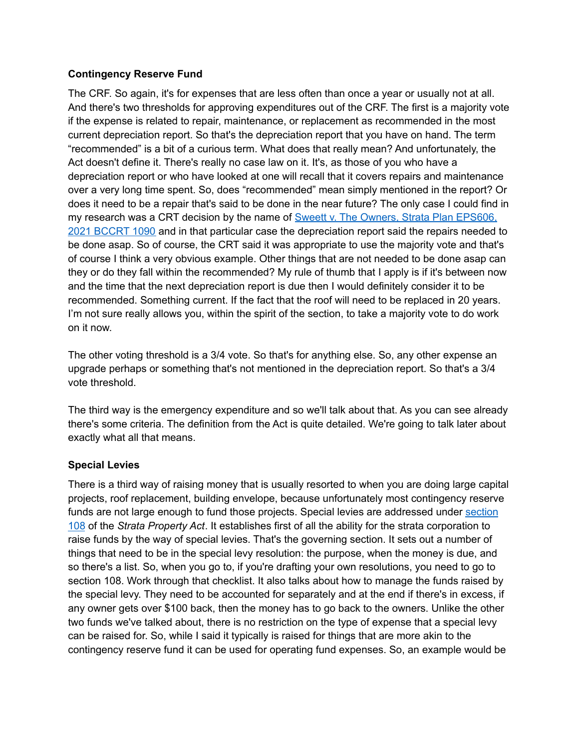**Contingency Reserve Fund**

The CRF. So again, it's for expenses that are less often than once a year or usually not at all. And there's two thresholds for approving expenditures out of the CRF. The first is a majority vote if the expense is related to repair, maintenance, or replacement as recommended in the most current depreciation report. So that's the depreciation report that you have on hand. The term "recommended" is a bit of a curious term. What does that really mean? And unfortunately, the Act doesn't define it. There's really no case law on it. It's, as those of you who have a depreciation report or who have looked at one will recall that it covers repairs and maintenance over a very long time spent. So, does "recommended" mean simply mentioned in the report? Or does it need to be a repair that's said to be done in the near future? The only case I could find in my research was a CRT decision by the name of [Sweett v. The Owners, Strata Plan EPS606, 2021 BCCRT 1090]() and in that particular case the depreciation report said the repairs needed to be done asap. So of course, the CRT said it was appropriate to use the majority vote and that's of course I think a very obvious example. Other things that are not needed to be done asap can they or do they fall within the recommended? My rule of thumb that I apply is if it's between now and the time that the next depreciation report is due then I would definitely consider it to be recommended. Something current. If the fact that the roof will need to be replaced in 20 years. I'm not sure really allows you, within the spirit of the section, to take a majority vote to do work on it now.

The other voting threshold is a 3/4 vote. So that's for anything else. So, any other expense an upgrade perhaps or something that's not mentioned in the depreciation report. So that's a 3/4 vote threshold.

The third way is the emergency expenditure and so we'll talk about that. As you can see already there's some criteria. The definition from the Act is quite detailed. We're going to talk later about exactly what all that means.

**Special Levies**

There is a third way of raising money that is usually resorted to when you are doing large capital projects, roof replacement, building envelope, because unfortunately most contingency reserve funds are not large enough to fund those projects. Special levies are addressed under [section 108]() of the *Strata Property Act*. It establishes first of all the ability for the strata corporation to raise funds by the way of special levies. That's the governing section. It sets out a number of things that need to be in the special levy resolution: the purpose, when the money is due, and so there's a list. So, when you go to, if you're drafting your own resolutions, you need to go to section 108. Work through that checklist. It also talks about how to manage the funds raised by the special levy. They need to be accounted for separately and at the end if there's in excess, if any owner gets over $100 back, then the money has to go back to the owners. Unlike the other two funds we've talked about, there is no restriction on the type of expense that a special levy can be raised for. So, while I said it typically is raised for things that are more akin to the contingency reserve fund it can be used for operating fund expenses. So, an example would be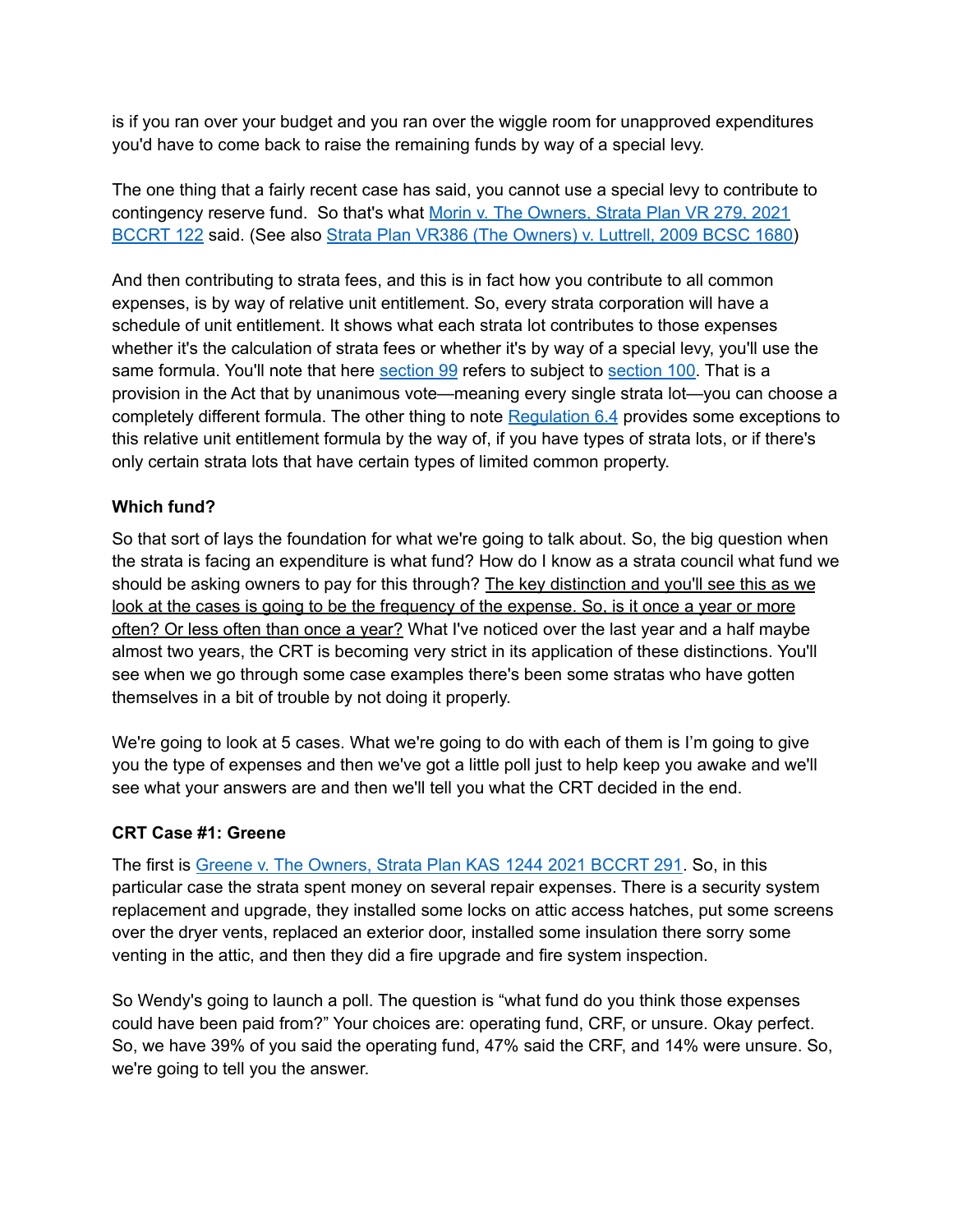is if you ran over your budget and you ran over the wiggle room for unapproved expenditures you'd have to come back to raise the remaining funds by way of a special levy.

The one thing that a fairly recent case has said, you cannot use a special levy to contribute to contingency reserve fund. So that's what Morin v. The Owners, Strata Plan VR 279, 2021 BCCRT 122 said. (See also Strata Plan VR386 (The Owners) v. Luttrell, 2009 BCSC 1680)

And then contributing to strata fees, and this is in fact how you contribute to all common expenses, is by way of relative unit entitlement. So, every strata corporation will have a schedule of unit entitlement. It shows what each strata lot contributes to those expenses whether it's the calculation of strata fees or whether it's by way of a special levy, you'll use the same formula. You'll note that here section 99 refers to subject to section 100. That is a provision in the Act that by unanimous vote—meaning every single strata lot—you can choose a completely different formula. The other thing to note Regulation 6.4 provides some exceptions to this relative unit entitlement formula by the way of, if you have types of strata lots, or if there's only certain strata lots that have certain types of limited common property.

**Which fund?**

So that sort of lays the foundation for what we're going to talk about. So, the big question when the strata is facing an expenditure is what fund? How do I know as a strata council what fund we should be asking owners to pay for this through? <u>The key distinction and you'll see this as we look at the cases is going to be the frequency of the expense. So, is it once a year or more often? Or less often than once a year?</u> What I've noticed over the last year and a half maybe almost two years, the CRT is becoming very strict in its application of these distinctions. You'll see when we go through some case examples there's been some stratas who have gotten themselves in a bit of trouble by not doing it properly.

We're going to look at 5 cases. What we're going to do with each of them is I'm going to give you the type of expenses and then we've got a little poll just to help keep you awake and we'll see what your answers are and then we'll tell you what the CRT decided in the end.

**CRT Case #1: Greene**

The first is Greene v. The Owners, Strata Plan KAS 1244 2021 BCCRT 291. So, in this particular case the strata spent money on several repair expenses. There is a security system replacement and upgrade, they installed some locks on attic access hatches, put some screens over the dryer vents, replaced an exterior door, installed some insulation there sorry some venting in the attic, and then they did a fire upgrade and fire system inspection.

So Wendy's going to launch a poll. The question is "what fund do you think those expenses could have been paid from?" Your choices are: operating fund, CRF, or unsure. Okay perfect. So, we have 39% of you said the operating fund, 47% said the CRF, and 14% were unsure. So, we're going to tell you the answer.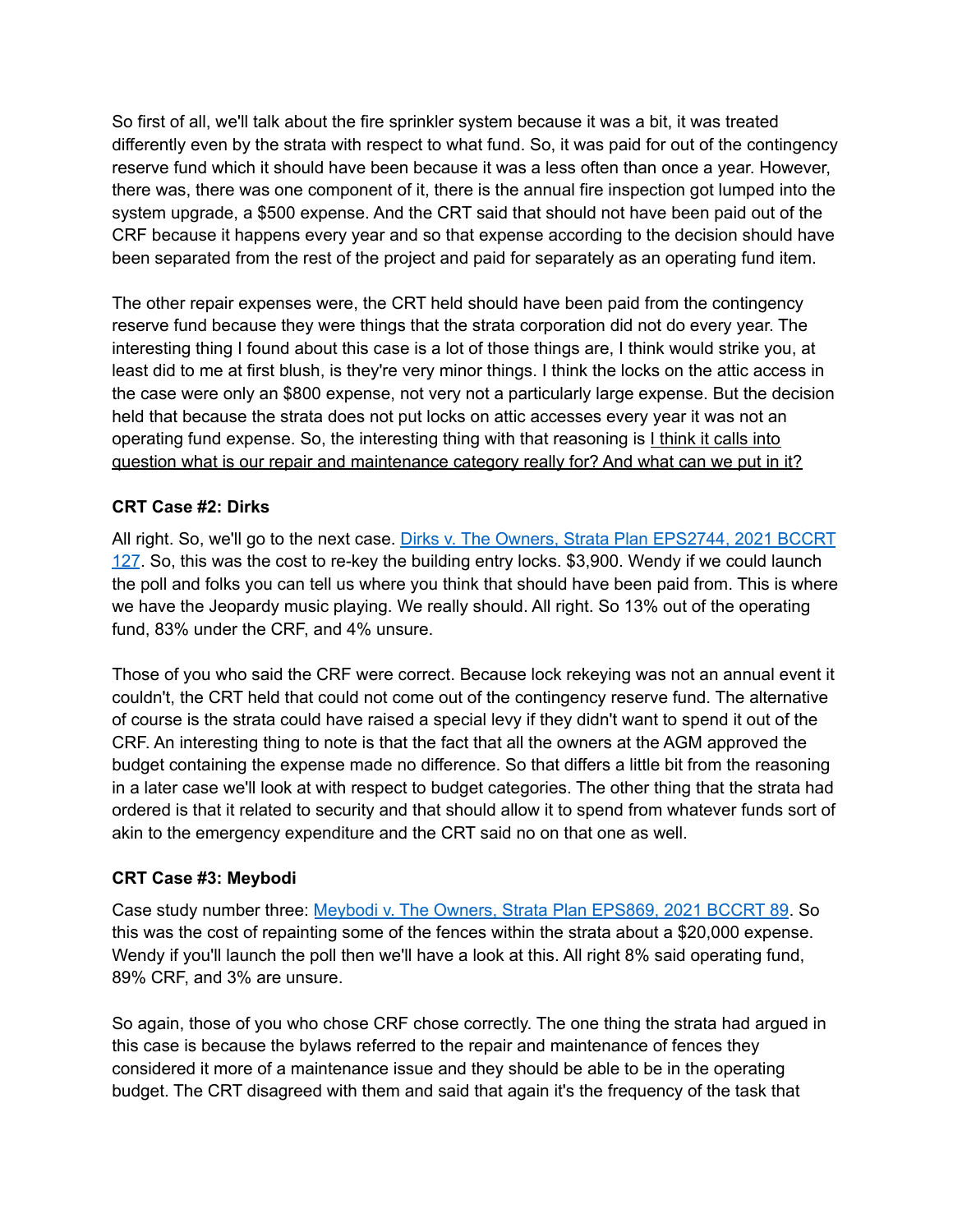So first of all, we'll talk about the fire sprinkler system because it was a bit, it was treated differently even by the strata with respect to what fund. So, it was paid for out of the contingency reserve fund which it should have been because it was a less often than once a year. However, there was, there was one component of it, there is the annual fire inspection got lumped into the system upgrade, a $500 expense. And the CRT said that should not have been paid out of the CRF because it happens every year and so that expense according to the decision should have been separated from the rest of the project and paid for separately as an operating fund item.

The other repair expenses were, the CRT held should have been paid from the contingency reserve fund because they were things that the strata corporation did not do every year. The interesting thing I found about this case is a lot of those things are, I think would strike you, at least did to me at first blush, is they're very minor things. I think the locks on the attic access in the case were only an $800 expense, not very not a particularly large expense. But the decision held that because the strata does not put locks on attic accesses every year it was not an operating fund expense. So, the interesting thing with that reasoning is <u>I think it calls into question what is our repair and maintenance category really for? And what can we put in it?</u>

**CRT Case #2: Dirks**

All right. So, we'll go to the next case. [Dirks v. The Owners, Strata Plan EPS2744, 2021 BCCRT 127](). So, this was the cost to re-key the building entry locks. $3,900. Wendy if we could launch the poll and folks you can tell us where you think that should have been paid from. This is where we have the Jeopardy music playing. We really should. All right. So 13% out of the operating fund, 83% under the CRF, and 4% unsure.

Those of you who said the CRF were correct. Because lock rekeying was not an annual event it couldn't, the CRT held that could not come out of the contingency reserve fund. The alternative of course is the strata could have raised a special levy if they didn't want to spend it out of the CRF. An interesting thing to note is that the fact that all the owners at the AGM approved the budget containing the expense made no difference. So that differs a little bit from the reasoning in a later case we'll look at with respect to budget categories. The other thing that the strata had ordered is that it related to security and that should allow it to spend from whatever funds sort of akin to the emergency expenditure and the CRT said no on that one as well.

**CRT Case #3: Meybodi**

Case study number three: [Meybodi v. The Owners, Strata Plan EPS869, 2021 BCCRT 89](). So this was the cost of repainting some of the fences within the strata about a $20,000 expense. Wendy if you'll launch the poll then we'll have a look at this. All right 8% said operating fund, 89% CRF, and 3% are unsure.

So again, those of you who chose CRF chose correctly. The one thing the strata had argued in this case is because the bylaws referred to the repair and maintenance of fences they considered it more of a maintenance issue and they should be able to be in the operating budget. The CRT disagreed with them and said that again it's the frequency of the task that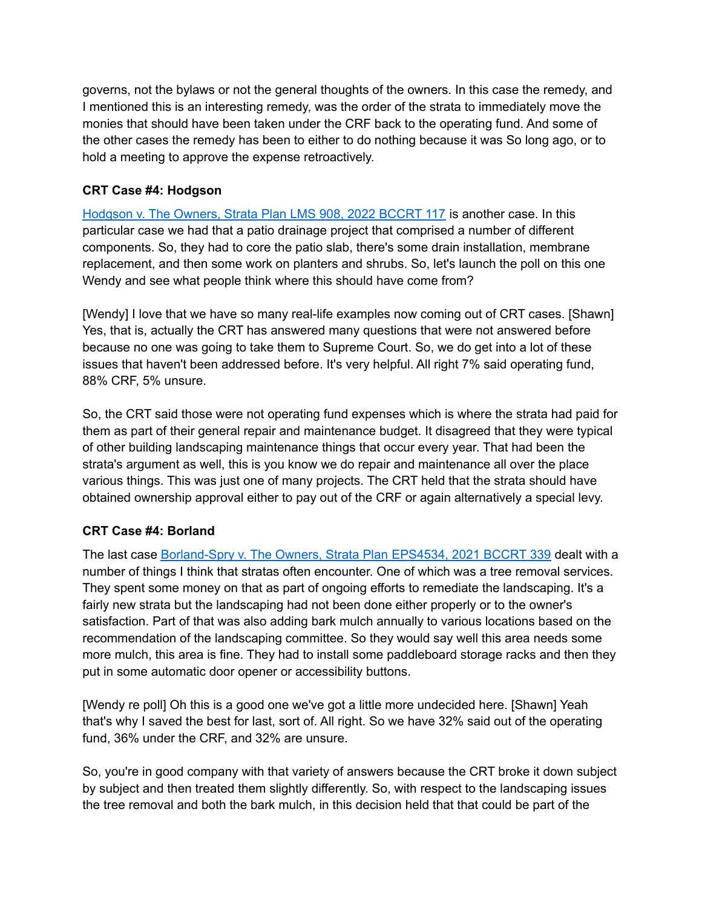governs, not the bylaws or not the general thoughts of the owners. In this case the remedy, and I mentioned this is an interesting remedy, was the order of the strata to immediately move the monies that should have been taken under the CRF back to the operating fund. And some of the other cases the remedy has been to either to do nothing because it was So long ago, or to hold a meeting to approve the expense retroactively.

**CRT Case #4: Hodgson**

[Hodgson v. The Owners, Strata Plan LMS 908, 2022 BCCRT 117] is another case. In this particular case we had that a patio drainage project that comprised a number of different components. So, they had to core the patio slab, there's some drain installation, membrane replacement, and then some work on planters and shrubs. So, let's launch the poll on this one Wendy and see what people think where this should have come from?

[Wendy] I love that we have so many real-life examples now coming out of CRT cases. [Shawn] Yes, that is, actually the CRT has answered many questions that were not answered before because no one was going to take them to Supreme Court. So, we do get into a lot of these issues that haven't been addressed before. It's very helpful. All right 7% said operating fund, 88% CRF, 5% unsure.

So, the CRT said those were not operating fund expenses which is where the strata had paid for them as part of their general repair and maintenance budget. It disagreed that they were typical of other building landscaping maintenance things that occur every year. That had been the strata's argument as well, this is you know we do repair and maintenance all over the place various things. This was just one of many projects. The CRT held that the strata should have obtained ownership approval either to pay out of the CRF or again alternatively a special levy.

**CRT Case #4: Borland**

The last case [Borland-Spry v. The Owners, Strata Plan EPS4534, 2021 BCCRT 339] dealt with a number of things I think that stratas often encounter. One of which was a tree removal services. They spent some money on that as part of ongoing efforts to remediate the landscaping. It's a fairly new strata but the landscaping had not been done either properly or to the owner's satisfaction. Part of that was also adding bark mulch annually to various locations based on the recommendation of the landscaping committee. So they would say well this area needs some more mulch, this area is fine. They had to install some paddleboard storage racks and then they put in some automatic door opener or accessibility buttons.

[Wendy re poll] Oh this is a good one we've got a little more undecided here. [Shawn] Yeah that's why I saved the best for last, sort of. All right. So we have 32% said out of the operating fund, 36% under the CRF, and 32% are unsure.

So, you're in good company with that variety of answers because the CRT broke it down subject by subject and then treated them slightly differently. So, with respect to the landscaping issues the tree removal and both the bark mulch, in this decision held that that could be part of the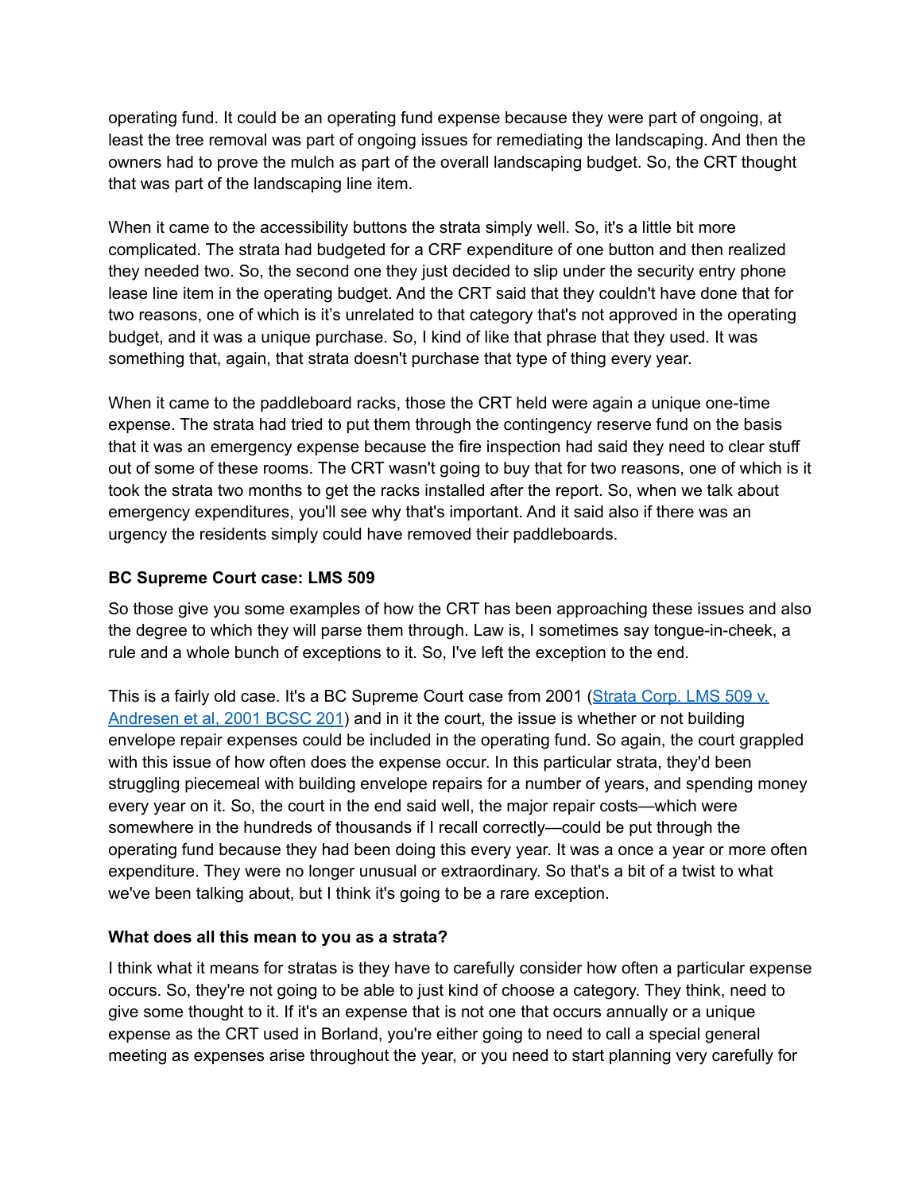operating fund. It could be an operating fund expense because they were part of ongoing, at least the tree removal was part of ongoing issues for remediating the landscaping. And then the owners had to prove the mulch as part of the overall landscaping budget. So, the CRT thought that was part of the landscaping line item.

When it came to the accessibility buttons the strata simply well. So, it's a little bit more complicated. The strata had budgeted for a CRF expenditure of one button and then realized they needed two. So, the second one they just decided to slip under the security entry phone lease line item in the operating budget. And the CRT said that they couldn't have done that for two reasons, one of which is it's unrelated to that category that's not approved in the operating budget, and it was a unique purchase. So, I kind of like that phrase that they used. It was something that, again, that strata doesn't purchase that type of thing every year.

When it came to the paddleboard racks, those the CRT held were again a unique one-time expense. The strata had tried to put them through the contingency reserve fund on the basis that it was an emergency expense because the fire inspection had said they need to clear stuff out of some of these rooms. The CRT wasn't going to buy that for two reasons, one of which is it took the strata two months to get the racks installed after the report. So, when we talk about emergency expenditures, you'll see why that's important. And it said also if there was an urgency the residents simply could have removed their paddleboards.

### BC Supreme Court case: LMS 509

So those give you some examples of how the CRT has been approaching these issues and also the degree to which they will parse them through. Law is, I sometimes say tongue-in-cheek, a rule and a whole bunch of exceptions to it. So, I've left the exception to the end.

This is a fairly old case. It's a BC Supreme Court case from 2001 (Strata Corp. LMS 509 v. Andresen et al, 2001 BCSC 201) and in it the court, the issue is whether or not building envelope repair expenses could be included in the operating fund. So again, the court grappled with this issue of how often does the expense occur. In this particular strata, they'd been struggling piecemeal with building envelope repairs for a number of years, and spending money every year on it. So, the court in the end said well, the major repair costs—which were somewhere in the hundreds of thousands if I recall correctly—could be put through the operating fund because they had been doing this every year. It was a once a year or more often expenditure. They were no longer unusual or extraordinary. So that's a bit of a twist to what we've been talking about, but I think it's going to be a rare exception.

### What does all this mean to you as a strata?

I think what it means for stratas is they have to carefully consider how often a particular expense occurs. So, they're not going to be able to just kind of choose a category. They think, need to give some thought to it. If it's an expense that is not one that occurs annually or a unique expense as the CRT used in Borland, you're either going to need to call a special general meeting as expenses arise throughout the year, or you need to start planning very carefully for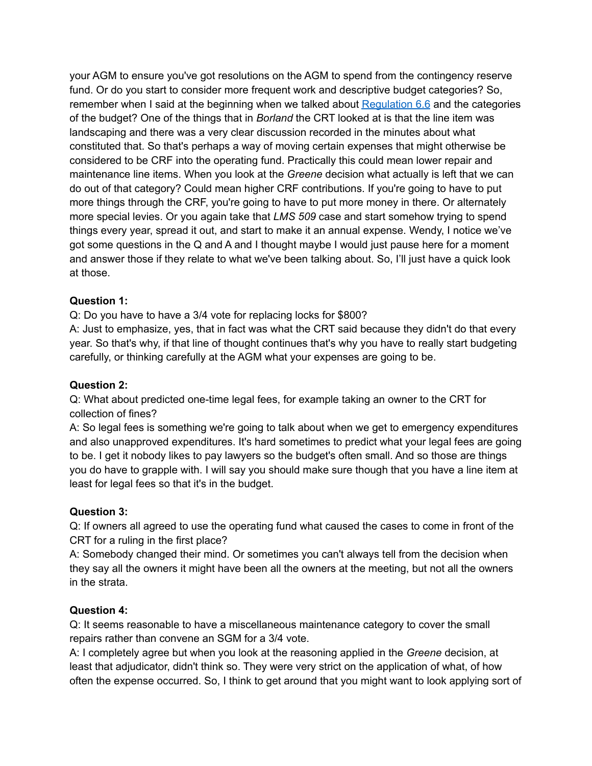your AGM to ensure you've got resolutions on the AGM to spend from the contingency reserve fund. Or do you start to consider more frequent work and descriptive budget categories? So, remember when I said at the beginning when we talked about Regulation 6.6 and the categories of the budget? One of the things that in *Borland* the CRT looked at is that the line item was landscaping and there was a very clear discussion recorded in the minutes about what constituted that. So that's perhaps a way of moving certain expenses that might otherwise be considered to be CRF into the operating fund. Practically this could mean lower repair and maintenance line items. When you look at the *Greene* decision what actually is left that we can do out of that category? Could mean higher CRF contributions. If you're going to have to put more things through the CRF, you're going to have to put more money in there. Or alternately more special levies. Or you again take that *LMS 509* case and start somehow trying to spend things every year, spread it out, and start to make it an annual expense. Wendy, I notice we've got some questions in the Q and A and I thought maybe I would just pause here for a moment and answer those if they relate to what we've been talking about. So, I'll just have a quick look at those.

**Question 1:**
Q: Do you have to have a 3/4 vote for replacing locks for $800?
A: Just to emphasize, yes, that in fact was what the CRT said because they didn't do that every year. So that's why, if that line of thought continues that's why you have to really start budgeting carefully, or thinking carefully at the AGM what your expenses are going to be.

**Question 2:**
Q: What about predicted one-time legal fees, for example taking an owner to the CRT for collection of fines?
A: So legal fees is something we're going to talk about when we get to emergency expenditures and also unapproved expenditures. It's hard sometimes to predict what your legal fees are going to be. I get it nobody likes to pay lawyers so the budget's often small. And so those are things you do have to grapple with. I will say you should make sure though that you have a line item at least for legal fees so that it's in the budget.

**Question 3:**
Q: If owners all agreed to use the operating fund what caused the cases to come in front of the CRT for a ruling in the first place?
A: Somebody changed their mind. Or sometimes you can't always tell from the decision when they say all the owners it might have been all the owners at the meeting, but not all the owners in the strata.

**Question 4:**
Q: It seems reasonable to have a miscellaneous maintenance category to cover the small repairs rather than convene an SGM for a 3/4 vote.
A: I completely agree but when you look at the reasoning applied in the *Greene* decision, at least that adjudicator, didn't think so. They were very strict on the application of what, of how often the expense occurred. So, I think to get around that you might want to look applying sort of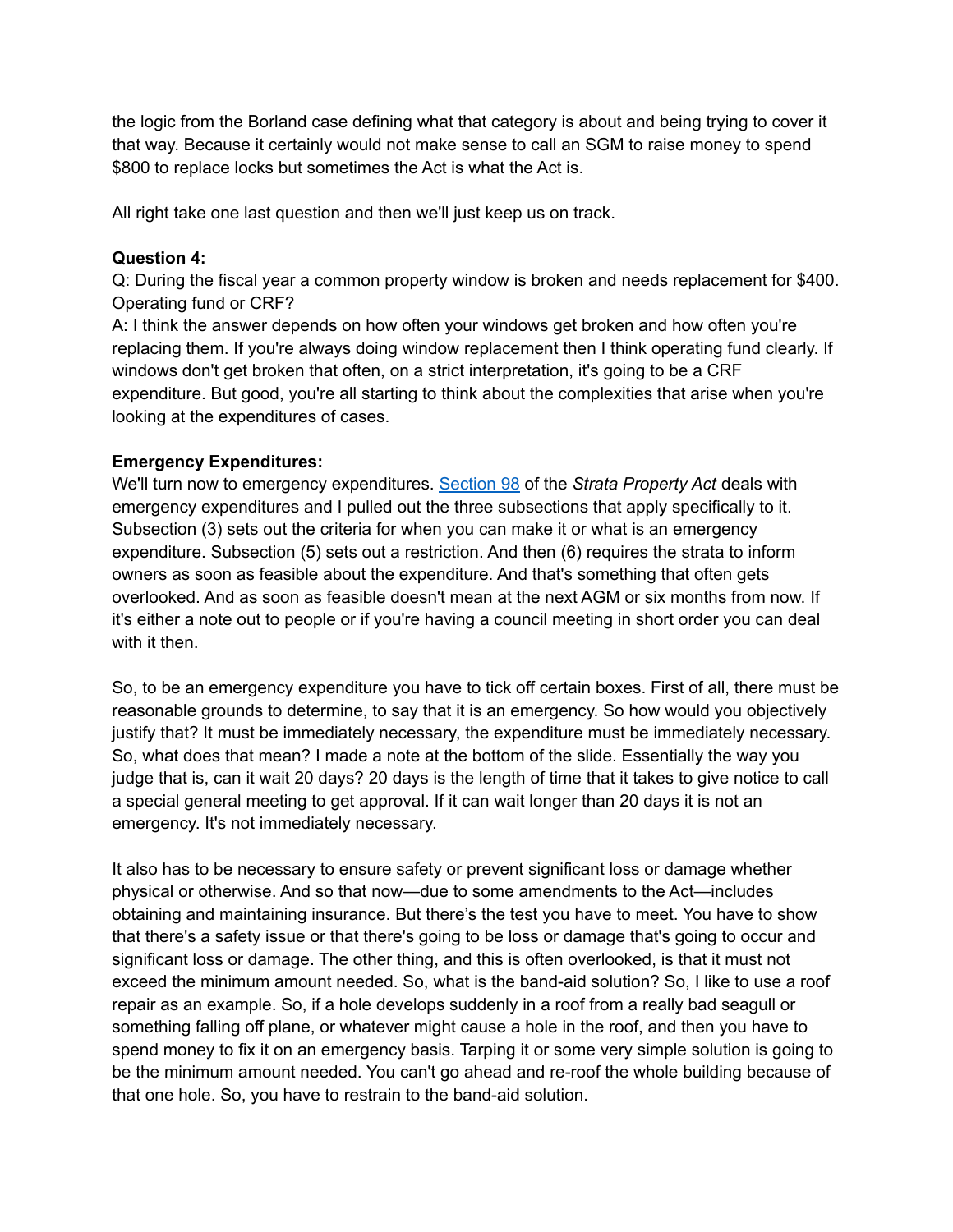the logic from the Borland case defining what that category is about and being trying to cover it that way. Because it certainly would not make sense to call an SGM to raise money to spend $800 to replace locks but sometimes the Act is what the Act is.

All right take one last question and then we'll just keep us on track.

**Question 4:**
Q: During the fiscal year a common property window is broken and needs replacement for $400. Operating fund or CRF?
A: I think the answer depends on how often your windows get broken and how often you're replacing them. If you're always doing window replacement then I think operating fund clearly. If windows don't get broken that often, on a strict interpretation, it's going to be a CRF expenditure. But good, you're all starting to think about the complexities that arise when you're looking at the expenditures of cases.

**Emergency Expenditures:**
We'll turn now to emergency expenditures. Section 98 of the *Strata Property Act* deals with emergency expenditures and I pulled out the three subsections that apply specifically to it. Subsection (3) sets out the criteria for when you can make it or what is an emergency expenditure. Subsection (5) sets out a restriction. And then (6) requires the strata to inform owners as soon as feasible about the expenditure. And that's something that often gets overlooked. And as soon as feasible doesn't mean at the next AGM or six months from now. If it's either a note out to people or if you're having a council meeting in short order you can deal with it then.

So, to be an emergency expenditure you have to tick off certain boxes. First of all, there must be reasonable grounds to determine, to say that it is an emergency. So how would you objectively justify that? It must be immediately necessary, the expenditure must be immediately necessary. So, what does that mean? I made a note at the bottom of the slide. Essentially the way you judge that is, can it wait 20 days? 20 days is the length of time that it takes to give notice to call a special general meeting to get approval. If it can wait longer than 20 days it is not an emergency. It's not immediately necessary.

It also has to be necessary to ensure safety or prevent significant loss or damage whether physical or otherwise. And so that now—due to some amendments to the Act—includes obtaining and maintaining insurance. But there's the test you have to meet. You have to show that there's a safety issue or that there's going to be loss or damage that's going to occur and significant loss or damage. The other thing, and this is often overlooked, is that it must not exceed the minimum amount needed. So, what is the band-aid solution? So, I like to use a roof repair as an example. So, if a hole develops suddenly in a roof from a really bad seagull or something falling off plane, or whatever might cause a hole in the roof, and then you have to spend money to fix it on an emergency basis. Tarping it or some very simple solution is going to be the minimum amount needed. You can't go ahead and re-roof the whole building because of that one hole. So, you have to restrain to the band-aid solution.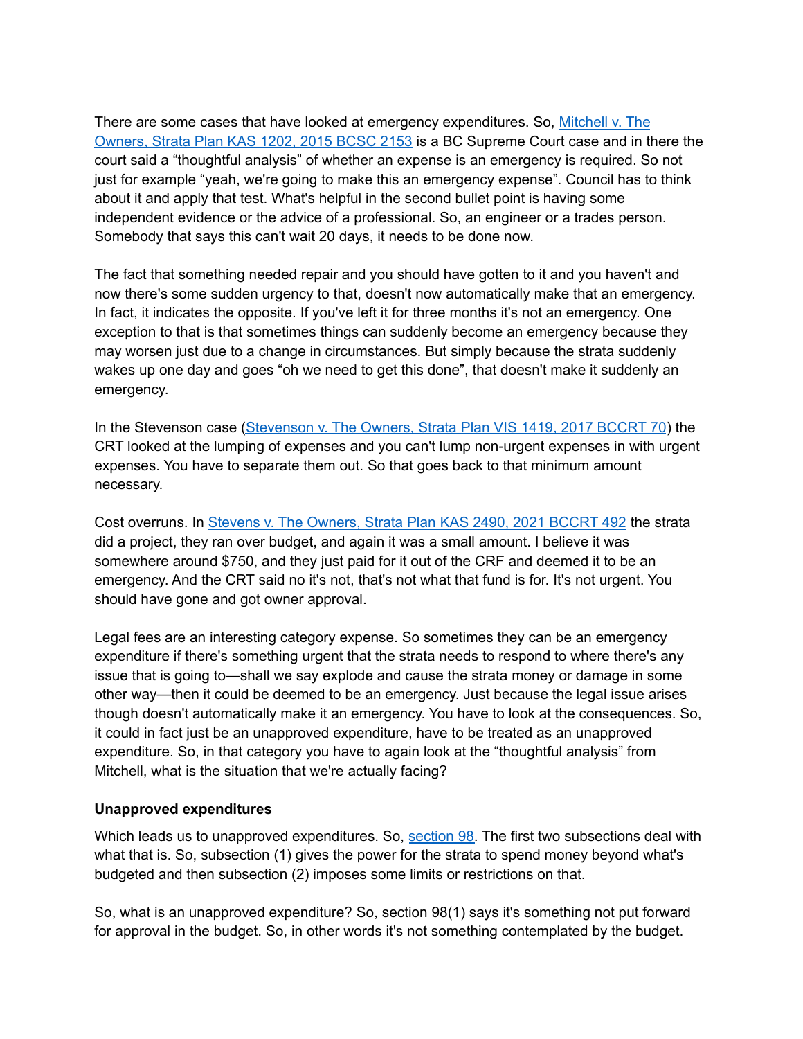There are some cases that have looked at emergency expenditures. So, [Mitchell v. The Owners, Strata Plan KAS 1202, 2015 BCSC 2153](#) is a BC Supreme Court case and in there the court said a "thoughtful analysis" of whether an expense is an emergency is required. So not just for example "yeah, we're going to make this an emergency expense". Council has to think about it and apply that test. What's helpful in the second bullet point is having some independent evidence or the advice of a professional. So, an engineer or a trades person. Somebody that says this can't wait 20 days, it needs to be done now.

The fact that something needed repair and you should have gotten to it and you haven't and now there's some sudden urgency to that, doesn't now automatically make that an emergency. In fact, it indicates the opposite. If you've left it for three months it's not an emergency. One exception to that is that sometimes things can suddenly become an emergency because they may worsen just due to a change in circumstances. But simply because the strata suddenly wakes up one day and goes "oh we need to get this done", that doesn't make it suddenly an emergency.

In the Stevenson case ([Stevenson v. The Owners, Strata Plan VIS 1419, 2017 BCCRT 70](#)) the CRT looked at the lumping of expenses and you can't lump non-urgent expenses in with urgent expenses. You have to separate them out. So that goes back to that minimum amount necessary.

Cost overruns. In [Stevens v. The Owners, Strata Plan KAS 2490, 2021 BCCRT 492](#) the strata did a project, they ran over budget, and again it was a small amount. I believe it was somewhere around $750, and they just paid for it out of the CRF and deemed it to be an emergency. And the CRT said no it's not, that's not what that fund is for. It's not urgent. You should have gone and got owner approval.

Legal fees are an interesting category expense. So sometimes they can be an emergency expenditure if there's something urgent that the strata needs to respond to where there's any issue that is going to—shall we say explode and cause the strata money or damage in some other way—then it could be deemed to be an emergency. Just because the legal issue arises though doesn't automatically make it an emergency. You have to look at the consequences. So, it could in fact just be an unapproved expenditure, have to be treated as an unapproved expenditure. So, in that category you have to again look at the "thoughtful analysis" from Mitchell, what is the situation that we're actually facing?

### Unapproved expenditures

Which leads us to unapproved expenditures. So, [section 98](#). The first two subsections deal with what that is. So, subsection (1) gives the power for the strata to spend money beyond what's budgeted and then subsection (2) imposes some limits or restrictions on that.

So, what is an unapproved expenditure? So, section 98(1) says it's something not put forward for approval in the budget. So, in other words it's not something contemplated by the budget.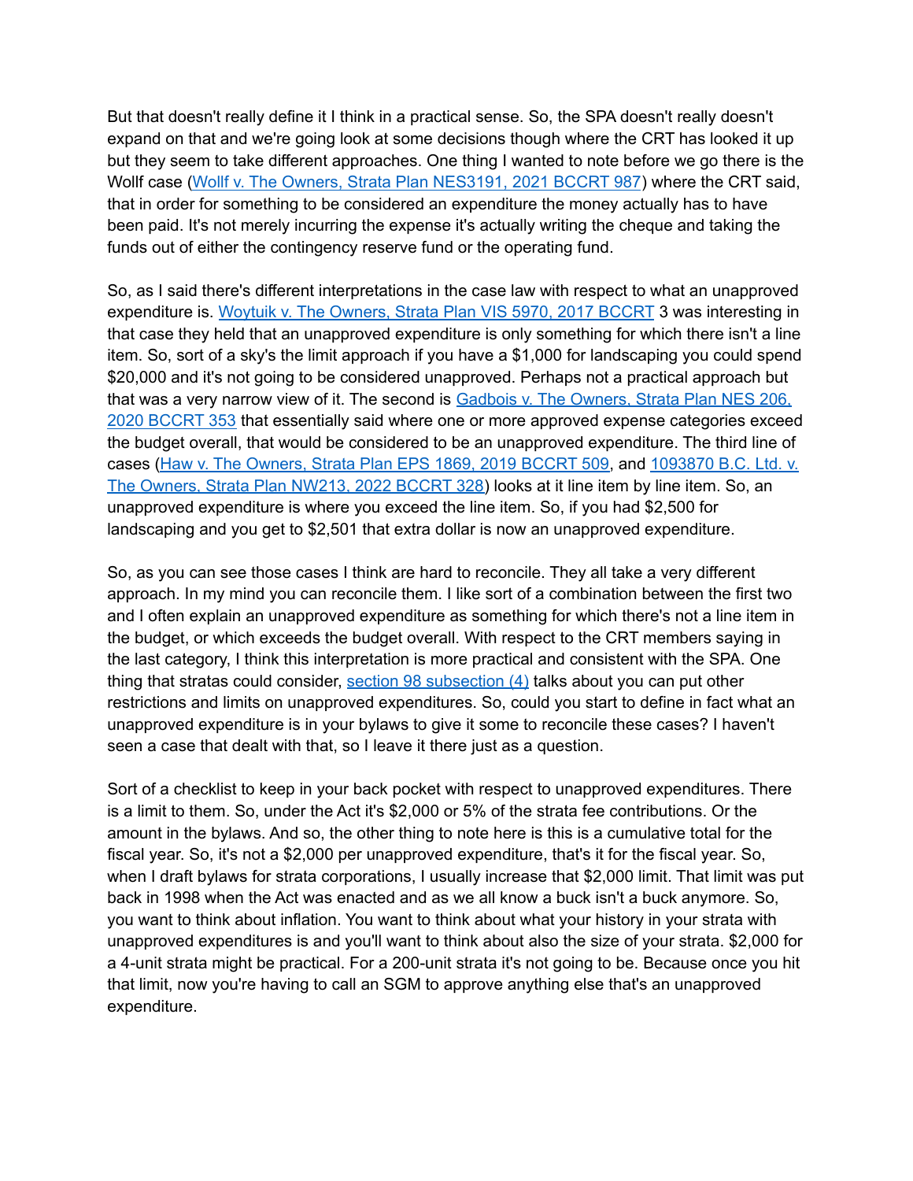But that doesn't really define it I think in a practical sense. So, the SPA doesn't really doesn't expand on that and we're going look at some decisions though where the CRT has looked it up but they seem to take different approaches. One thing I wanted to note before we go there is the Wollf case (Wolff v. The Owners, Strata Plan NES3191, 2021 BCCRT 987) where the CRT said, that in order for something to be considered an expenditure the money actually has to have been paid. It's not merely incurring the expense it's actually writing the cheque and taking the funds out of either the contingency reserve fund or the operating fund.

So, as I said there's different interpretations in the case law with respect to what an unapproved expenditure is. Woytuik v. The Owners, Strata Plan VIS 5970, 2017 BCCRT 3 was interesting in that case they held that an unapproved expenditure is only something for which there isn't a line item. So, sort of a sky's the limit approach if you have a $1,000 for landscaping you could spend $20,000 and it's not going to be considered unapproved. Perhaps not a practical approach but that was a very narrow view of it. The second is Gadbois v. The Owners, Strata Plan NES 206, 2020 BCCRT 353 that essentially said where one or more approved expense categories exceed the budget overall, that would be considered to be an unapproved expenditure. The third line of cases (Haw v. The Owners, Strata Plan EPS 1869, 2019 BCCRT 509, and 1093870 B.C. Ltd. v. The Owners, Strata Plan NW213, 2022 BCCRT 328) looks at it line item by line item. So, an unapproved expenditure is where you exceed the line item. So, if you had $2,500 for landscaping and you get to $2,501 that extra dollar is now an unapproved expenditure.

So, as you can see those cases I think are hard to reconcile. They all take a very different approach. In my mind you can reconcile them. I like sort of a combination between the first two and I often explain an unapproved expenditure as something for which there's not a line item in the budget, or which exceeds the budget overall. With respect to the CRT members saying in the last category, I think this interpretation is more practical and consistent with the SPA. One thing that stratas could consider, section 98 subsection (4) talks about you can put other restrictions and limits on unapproved expenditures. So, could you start to define in fact what an unapproved expenditure is in your bylaws to give it some to reconcile these cases? I haven't seen a case that dealt with that, so I leave it there just as a question.

Sort of a checklist to keep in your back pocket with respect to unapproved expenditures. There is a limit to them. So, under the Act it's $2,000 or 5% of the strata fee contributions. Or the amount in the bylaws. And so, the other thing to note here is this is a cumulative total for the fiscal year. So, it's not a $2,000 per unapproved expenditure, that's it for the fiscal year. So, when I draft bylaws for strata corporations, I usually increase that $2,000 limit. That limit was put back in 1998 when the Act was enacted and as we all know a buck isn't a buck anymore. So, you want to think about inflation. You want to think about what your history in your strata with unapproved expenditures is and you'll want to think about also the size of your strata. $2,000 for a 4-unit strata might be practical. For a 200-unit strata it's not going to be. Because once you hit that limit, now you're having to call an SGM to approve anything else that's an unapproved expenditure.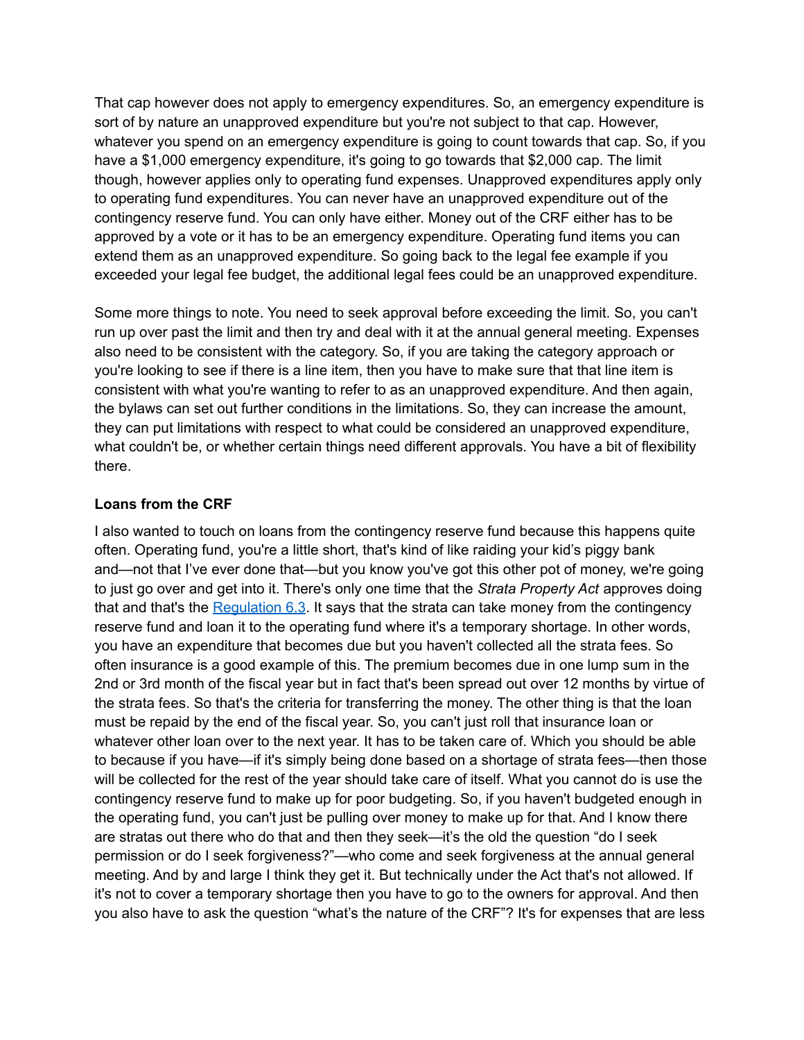That cap however does not apply to emergency expenditures. So, an emergency expenditure is sort of by nature an unapproved expenditure but you're not subject to that cap. However, whatever you spend on an emergency expenditure is going to count towards that cap. So, if you have a $1,000 emergency expenditure, it's going to go towards that $2,000 cap. The limit though, however applies only to operating fund expenses. Unapproved expenditures apply only to operating fund expenditures. You can never have an unapproved expenditure out of the contingency reserve fund. You can only have either. Money out of the CRF either has to be approved by a vote or it has to be an emergency expenditure. Operating fund items you can extend them as an unapproved expenditure. So going back to the legal fee example if you exceeded your legal fee budget, the additional legal fees could be an unapproved expenditure.

Some more things to note. You need to seek approval before exceeding the limit. So, you can't run up over past the limit and then try and deal with it at the annual general meeting. Expenses also need to be consistent with the category. So, if you are taking the category approach or you're looking to see if there is a line item, then you have to make sure that that line item is consistent with what you're wanting to refer to as an unapproved expenditure. And then again, the bylaws can set out further conditions in the limitations. So, they can increase the amount, they can put limitations with respect to what could be considered an unapproved expenditure, what couldn't be, or whether certain things need different approvals. You have a bit of flexibility there.

**Loans from the CRF**

I also wanted to touch on loans from the contingency reserve fund because this happens quite often. Operating fund, you're a little short, that's kind of like raiding your kid's piggy bank and—not that I've ever done that—but you know you've got this other pot of money, we're going to just go over and get into it. There's only one time that the *Strata Property Act* approves doing that and that's the Regulation 6.3. It says that the strata can take money from the contingency reserve fund and loan it to the operating fund where it's a temporary shortage. In other words, you have an expenditure that becomes due but you haven't collected all the strata fees. So often insurance is a good example of this. The premium becomes due in one lump sum in the 2nd or 3rd month of the fiscal year but in fact that's been spread out over 12 months by virtue of the strata fees. So that's the criteria for transferring the money. The other thing is that the loan must be repaid by the end of the fiscal year. So, you can't just roll that insurance loan or whatever other loan over to the next year. It has to be taken care of. Which you should be able to because if you have—if it's simply being done based on a shortage of strata fees—then those will be collected for the rest of the year should take care of itself. What you cannot do is use the contingency reserve fund to make up for poor budgeting. So, if you haven't budgeted enough in the operating fund, you can't just be pulling over money to make up for that. And I know there are stratas out there who do that and then they seek—it's the old the question "do I seek permission or do I seek forgiveness?"—who come and seek forgiveness at the annual general meeting. And by and large I think they get it. But technically under the Act that's not allowed. If it's not to cover a temporary shortage then you have to go to the owners for approval. And then you also have to ask the question "what's the nature of the CRF"? It's for expenses that are less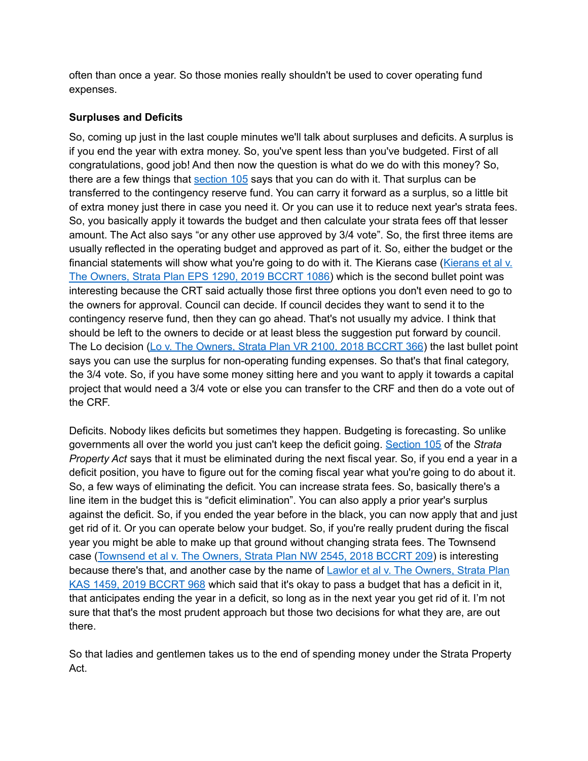often than once a year. So those monies really shouldn't be used to cover operating fund expenses.

**Surpluses and Deficits**

So, coming up just in the last couple minutes we'll talk about surpluses and deficits. A surplus is if you end the year with extra money. So, you've spent less than you've budgeted. First of all congratulations, good job! And then now the question is what do we do with this money? So, there are a few things that [section 105](#) says that you can do with it. That surplus can be transferred to the contingency reserve fund. You can carry it forward as a surplus, so a little bit of extra money just there in case you need it. Or you can use it to reduce next year's strata fees. So, you basically apply it towards the budget and then calculate your strata fees off that lesser amount. The Act also says "or any other use approved by 3/4 vote". So, the first three items are usually reflected in the operating budget and approved as part of it. So, either the budget or the financial statements will show what you're going to do with it. The Kierans case ([Kierans et al v. The Owners, Strata Plan EPS 1290, 2019 BCCRT 1086](#)) which is the second bullet point was interesting because the CRT said actually those first three options you don't even need to go to the owners for approval. Council can decide. If council decides they want to send it to the contingency reserve fund, then they can go ahead. That's not usually my advice. I think that should be left to the owners to decide or at least bless the suggestion put forward by council. The Lo decision ([Lo v. The Owners, Strata Plan VR 2100, 2018 BCCRT 366](#)) the last bullet point says you can use the surplus for non-operating funding expenses. So that's that final category, the 3/4 vote. So, if you have some money sitting here and you want to apply it towards a capital project that would need a 3/4 vote or else you can transfer to the CRF and then do a vote out of the CRF.

Deficits. Nobody likes deficits but sometimes they happen. Budgeting is forecasting. So unlike governments all over the world you just can't keep the deficit going. [Section 105](#) of the *Strata Property Act* says that it must be eliminated during the next fiscal year. So, if you end a year in a deficit position, you have to figure out for the coming fiscal year what you're going to do about it. So, a few ways of eliminating the deficit. You can increase strata fees. So, basically there's a line item in the budget this is "deficit elimination". You can also apply a prior year's surplus against the deficit. So, if you ended the year before in the black, you can now apply that and just get rid of it. Or you can operate below your budget. So, if you're really prudent during the fiscal year you might be able to make up that ground without changing strata fees. The Townsend case ([Townsend et al v. The Owners, Strata Plan NW 2545, 2018 BCCRT 209](#)) is interesting because there's that, and another case by the name of [Lawlor et al v. The Owners, Strata Plan KAS 1459, 2019 BCCRT 968](#) which said that it's okay to pass a budget that has a deficit in it, that anticipates ending the year in a deficit, so long as in the next year you get rid of it. I'm not sure that that's the most prudent approach but those two decisions for what they are, are out there.

So that ladies and gentlemen takes us to the end of spending money under the Strata Property Act.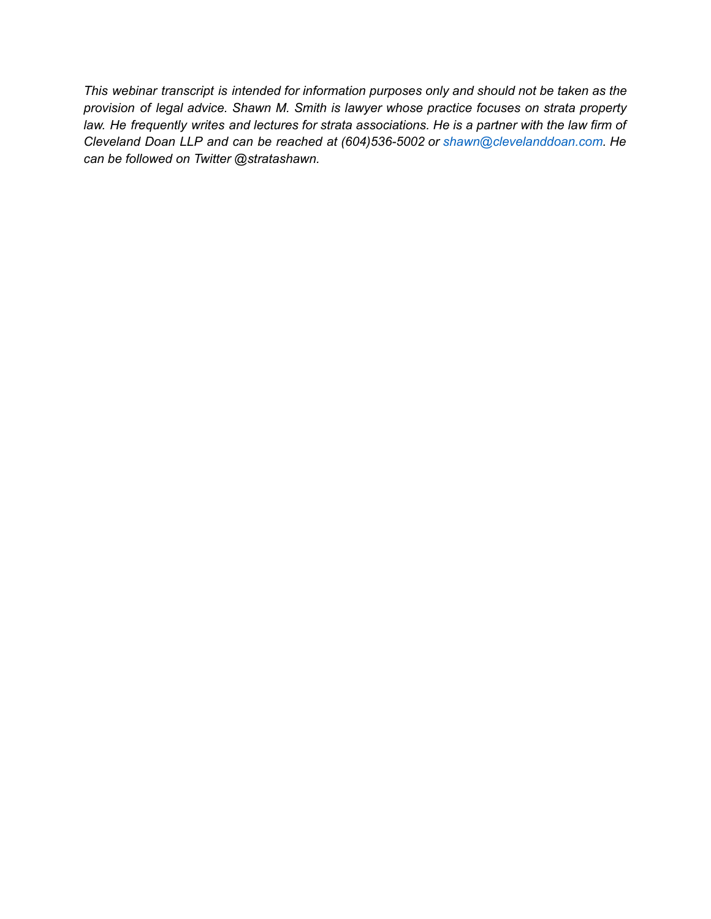*This webinar transcript is intended for information purposes only and should not be taken as the provision of legal advice. Shawn M. Smith is lawyer whose practice focuses on strata property law. He frequently writes and lectures for strata associations. He is a partner with the law firm of Cleveland Doan LLP and can be reached at (604)536-5002 or shawn@clevelanddoan.com. He can be followed on Twitter @stratashawn.*